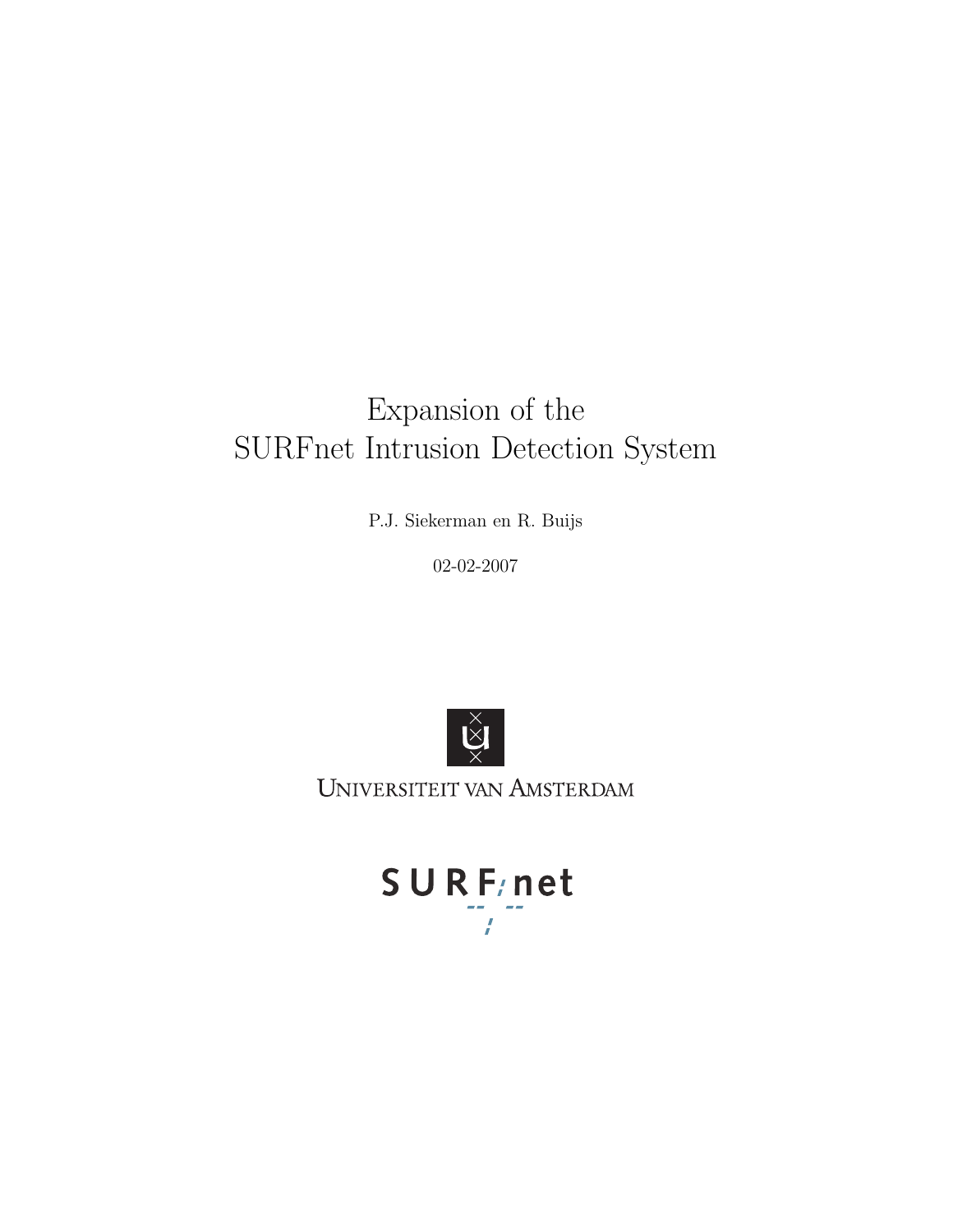# Expansion of the SURFnet Intrusion Detection System

P.J. Siekerman en R. Buijs

02-02-2007

UNIVERSITEIT VAN AMSTERDAM

SURFnet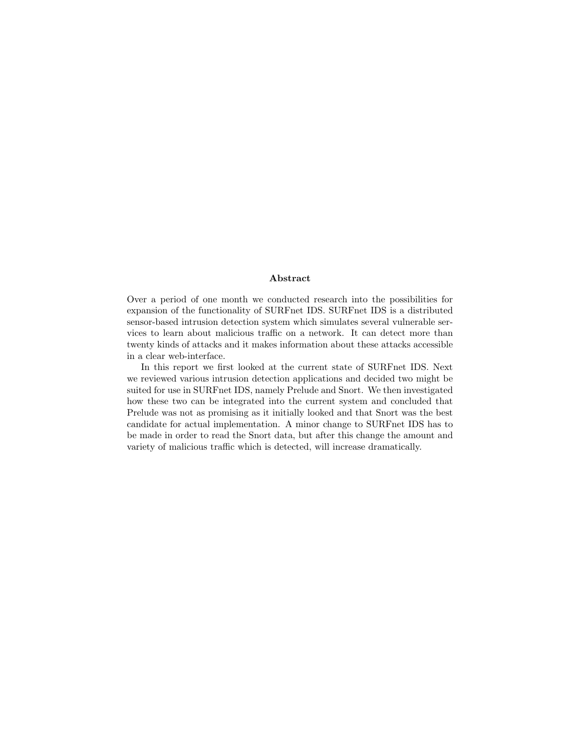## Abstract

Over a period of one month we conducted research into the possibilities for expansion of the functionality of SURFnet IDS. SURFnet IDS is a distributed sensor-based intrusion detection system which simulates several vulnerable services to learn about malicious traffic on a network. It can detect more than twenty kinds of attacks and it makes information about these attacks accessible in a clear web-interface.

In this report we first looked at the current state of SURFnet IDS. Next we reviewed various intrusion detection applications and decided two might be suited for use in SURFnet IDS, namely Prelude and Snort. We then investigated how these two can be integrated into the current system and concluded that Prelude was not as promising as it initially looked and that Snort was the best candidate for actual implementation. A minor change to SURFnet IDS has to be made in order to read the Snort data, but after this change the amount and variety of malicious traffic which is detected, will increase dramatically.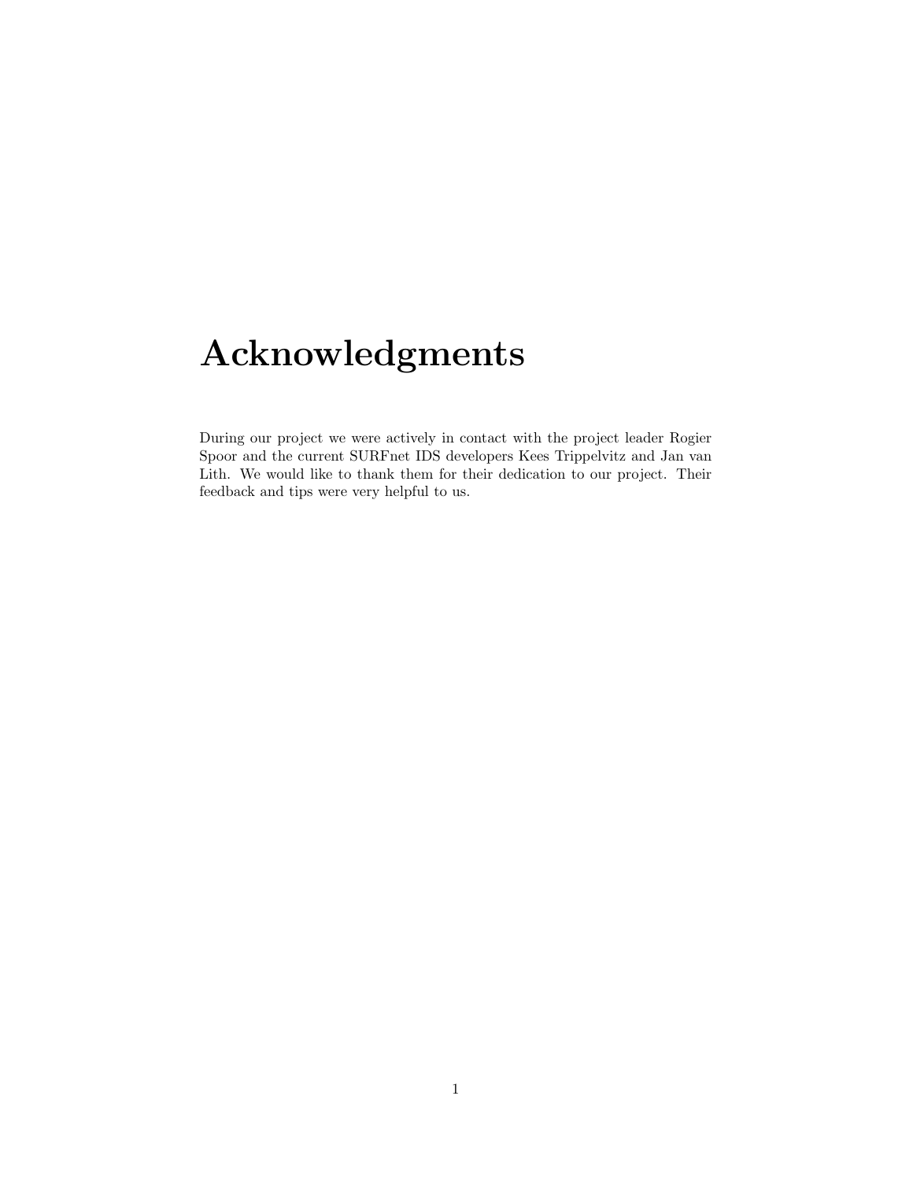# Acknowledgments

During our project we were actively in contact with the project leader Rogier Spoor and the current SURFnet IDS developers Kees Trippelvitz and Jan van Lith. We would like to thank them for their dedication to our project. Their feedback and tips were very helpful to us.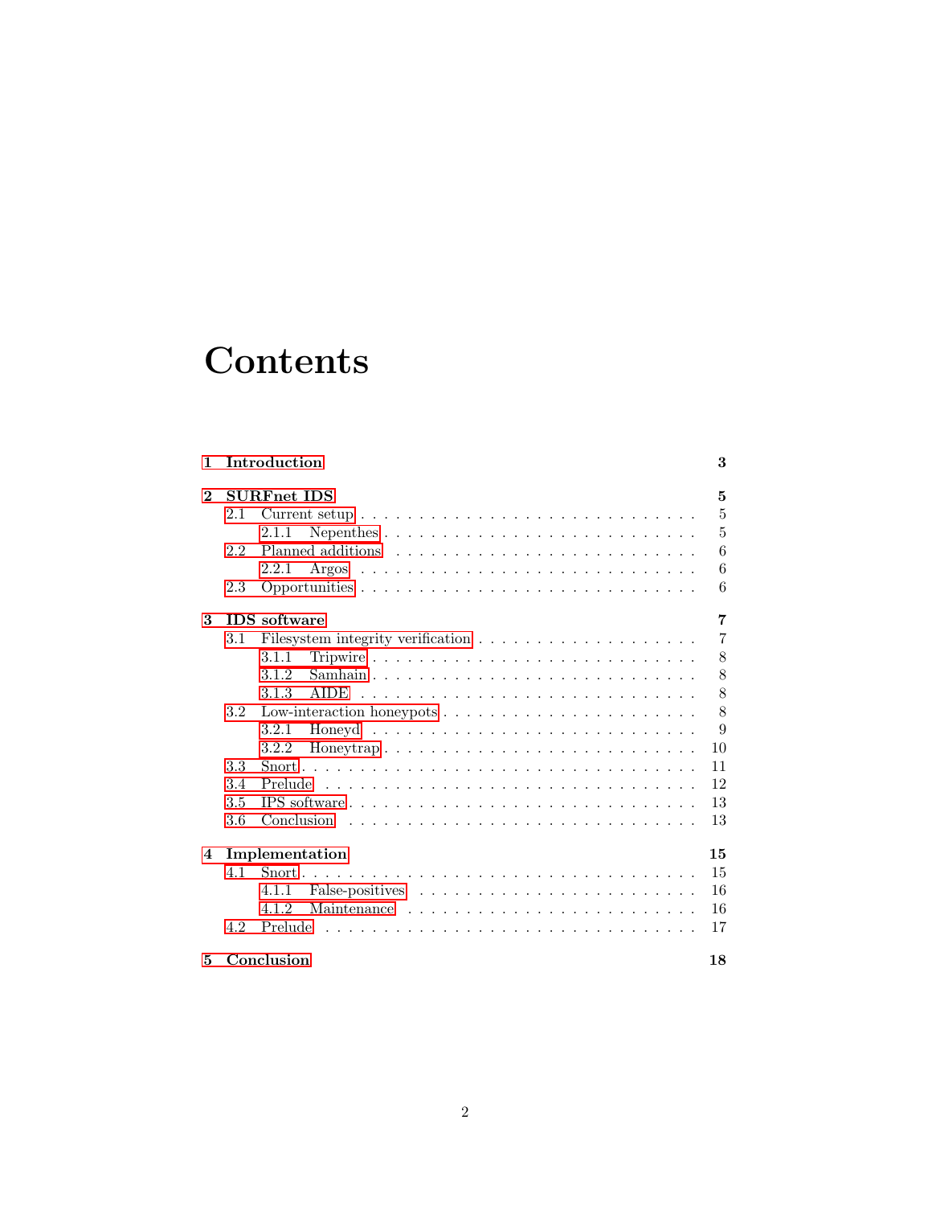# Contents

- **1 Introduction** — **3**
- **2 SURFnet IDS** — **5**
  - 2.1 Current setup — 5
    - 2.1.1 Nepenthes — 5
  - 2.2 Planned additions — 6
    - 2.2.1 Argos — 6
  - 2.3 Opportunities — 6
- **3 IDS software** — **7**
  - 3.1 Filesystem integrity verification — 7
    - 3.1.1 Tripwire — 8
    - 3.1.2 Samhain — 8
    - 3.1.3 AIDE — 8
  - 3.2 Low-interaction honeypots — 8
    - 3.2.1 Honeyd — 9
    - 3.2.2 Honeytrap — 10
  - 3.3 Snort — 11
  - 3.4 Prelude — 12
  - 3.5 IPS software — 13
  - 3.6 Conclusion — 13
- **4 Implementation** — **15**
  - 4.1 Snort — 15
    - 4.1.1 False-positives — 16
    - 4.1.2 Maintenance — 16
  - 4.2 Prelude — 17
- **5 Conclusion** — **18**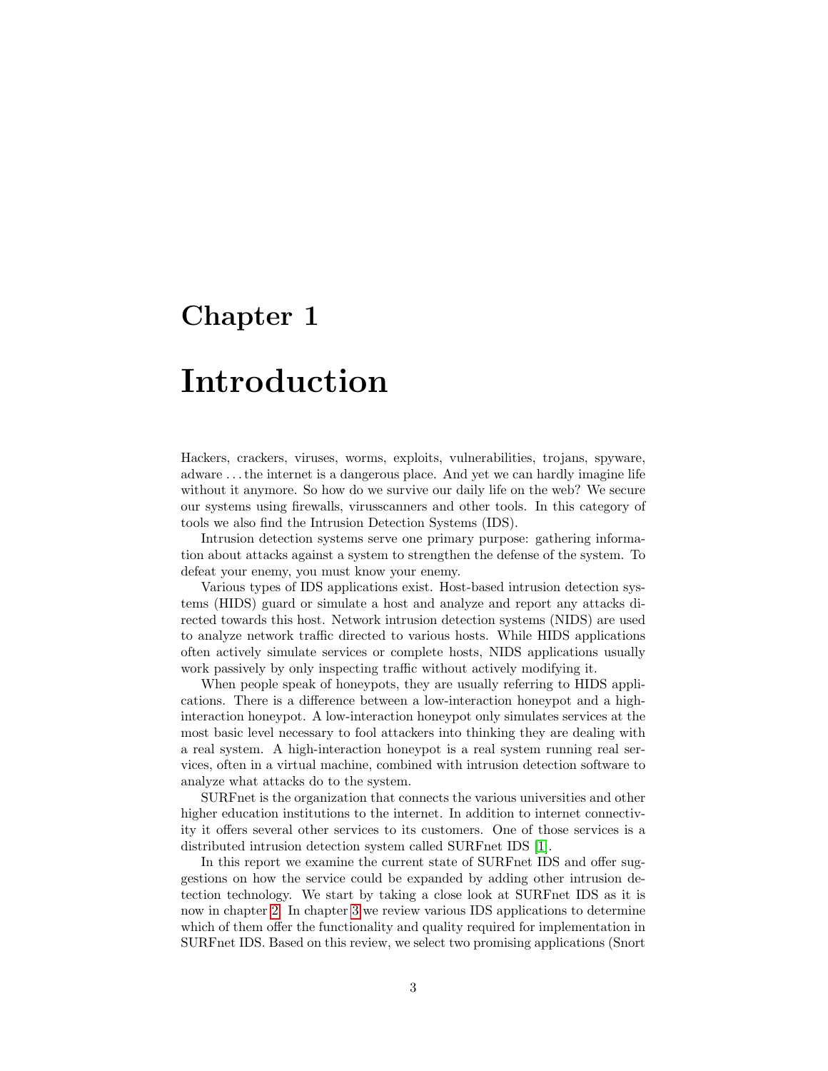# Chapter 1

# Introduction

Hackers, crackers, viruses, worms, exploits, vulnerabilities, trojans, spyware, adware . . . the internet is a dangerous place. And yet we can hardly imagine life without it anymore. So how do we survive our daily life on the web? We secure our systems using firewalls, virusscanners and other tools. In this category of tools we also find the Intrusion Detection Systems (IDS).

Intrusion detection systems serve one primary purpose: gathering information about attacks against a system to strengthen the defense of the system. To defeat your enemy, you must know your enemy.

Various types of IDS applications exist. Host-based intrusion detection systems (HIDS) guard or simulate a host and analyze and report any attacks directed towards this host. Network intrusion detection systems (NIDS) are used to analyze network traffic directed to various hosts. While HIDS applications often actively simulate services or complete hosts, NIDS applications usually work passively by only inspecting traffic without actively modifying it.

When people speak of honeypots, they are usually referring to HIDS applications. There is a difference between a low-interaction honeypot and a high-interaction honeypot. A low-interaction honeypot only simulates services at the most basic level necessary to fool attackers into thinking they are dealing with a real system. A high-interaction honeypot is a real system running real services, often in a virtual machine, combined with intrusion detection software to analyze what attacks do to the system.

SURFnet is the organization that connects the various universities and other higher education institutions to the internet. In addition to internet connectivity it offers several other services to its customers. One of those services is a distributed intrusion detection system called SURFnet IDS [1].

In this report we examine the current state of SURFnet IDS and offer suggestions on how the service could be expanded by adding other intrusion detection technology. We start by taking a close look at SURFnet IDS as it is now in chapter 2. In chapter 3 we review various IDS applications to determine which of them offer the functionality and quality required for implementation in SURFnet IDS. Based on this review, we select two promising applications (Snort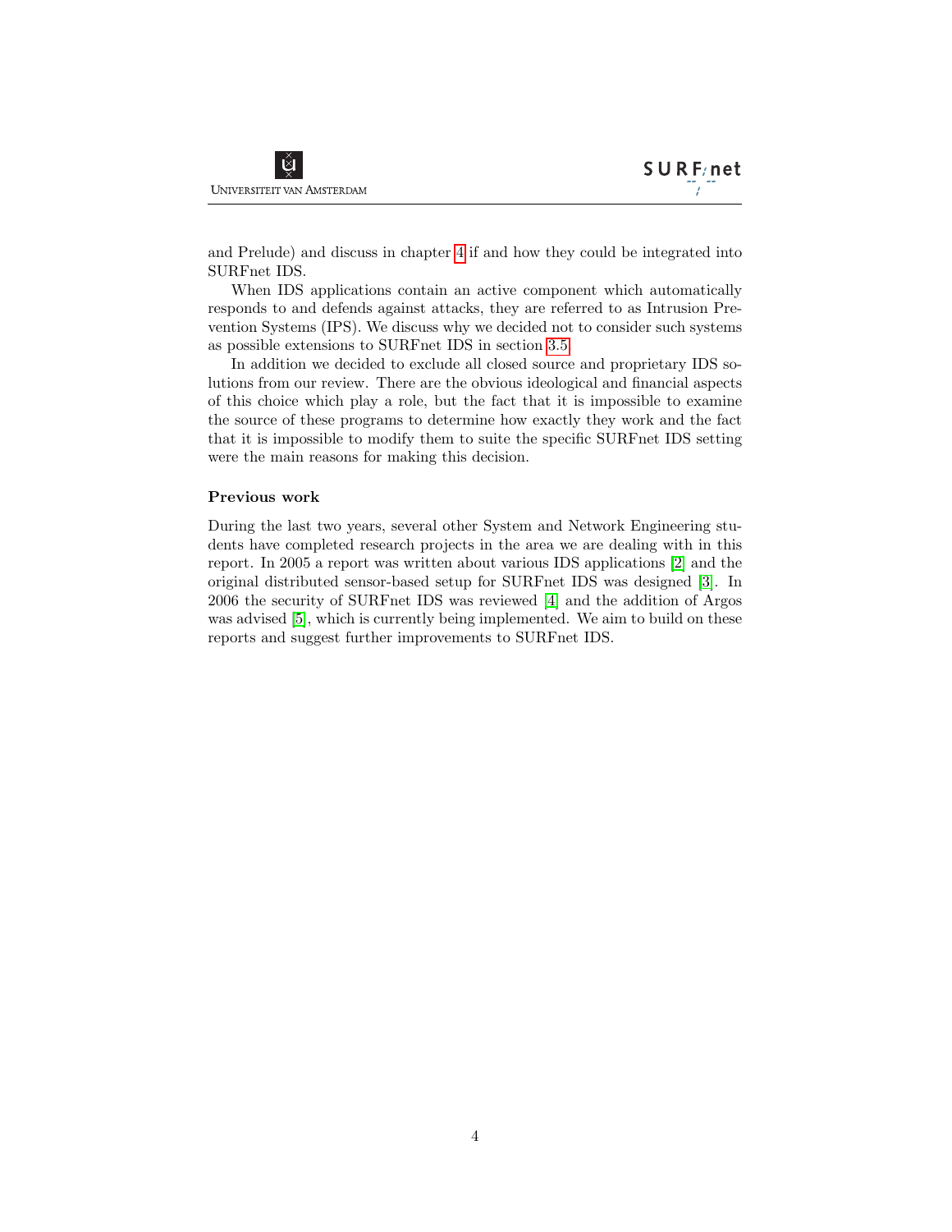and Prelude) and discuss in chapter 4 if and how they could be integrated into SURFnet IDS.

When IDS applications contain an active component which automatically responds to and defends against attacks, they are referred to as Intrusion Prevention Systems (IPS). We discuss why we decided not to consider such systems as possible extensions to SURFnet IDS in section 3.5.

In addition we decided to exclude all closed source and proprietary IDS solutions from our review. There are the obvious ideological and financial aspects of this choice which play a role, but the fact that it is impossible to examine the source of these programs to determine how exactly they work and the fact that it is impossible to modify them to suite the specific SURFnet IDS setting were the main reasons for making this decision.

### Previous work

During the last two years, several other System and Network Engineering students have completed research projects in the area we are dealing with in this report. In 2005 a report was written about various IDS applications [2] and the original distributed sensor-based setup for SURFnet IDS was designed [3]. In 2006 the security of SURFnet IDS was reviewed [4] and the addition of Argos was advised [5], which is currently being implemented. We aim to build on these reports and suggest further improvements to SURFnet IDS.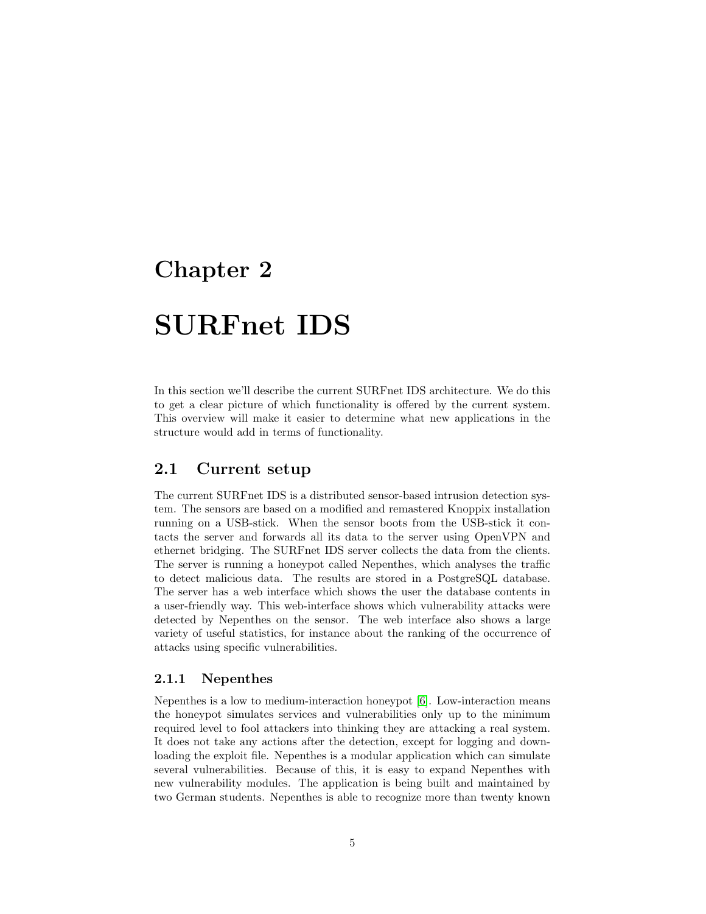# Chapter 2

# SURFnet IDS

In this section we'll describe the current SURFnet IDS architecture. We do this to get a clear picture of which functionality is offered by the current system. This overview will make it easier to determine what new applications in the structure would add in terms of functionality.

## 2.1 Current setup

The current SURFnet IDS is a distributed sensor-based intrusion detection system. The sensors are based on a modified and remastered Knoppix installation running on a USB-stick. When the sensor boots from the USB-stick it contacts the server and forwards all its data to the server using OpenVPN and ethernet bridging. The SURFnet IDS server collects the data from the clients. The server is running a honeypot called Nepenthes, which analyses the traffic to detect malicious data. The results are stored in a PostgreSQL database. The server has a web interface which shows the user the database contents in a user-friendly way. This web-interface shows which vulnerability attacks were detected by Nepenthes on the sensor. The web interface also shows a large variety of useful statistics, for instance about the ranking of the occurrence of attacks using specific vulnerabilities.

### 2.1.1 Nepenthes

Nepenthes is a low to medium-interaction honeypot [6]. Low-interaction means the honeypot simulates services and vulnerabilities only up to the minimum required level to fool attackers into thinking they are attacking a real system. It does not take any actions after the detection, except for logging and downloading the exploit file. Nepenthes is a modular application which can simulate several vulnerabilities. Because of this, it is easy to expand Nepenthes with new vulnerability modules. The application is being built and maintained by two German students. Nepenthes is able to recognize more than twenty known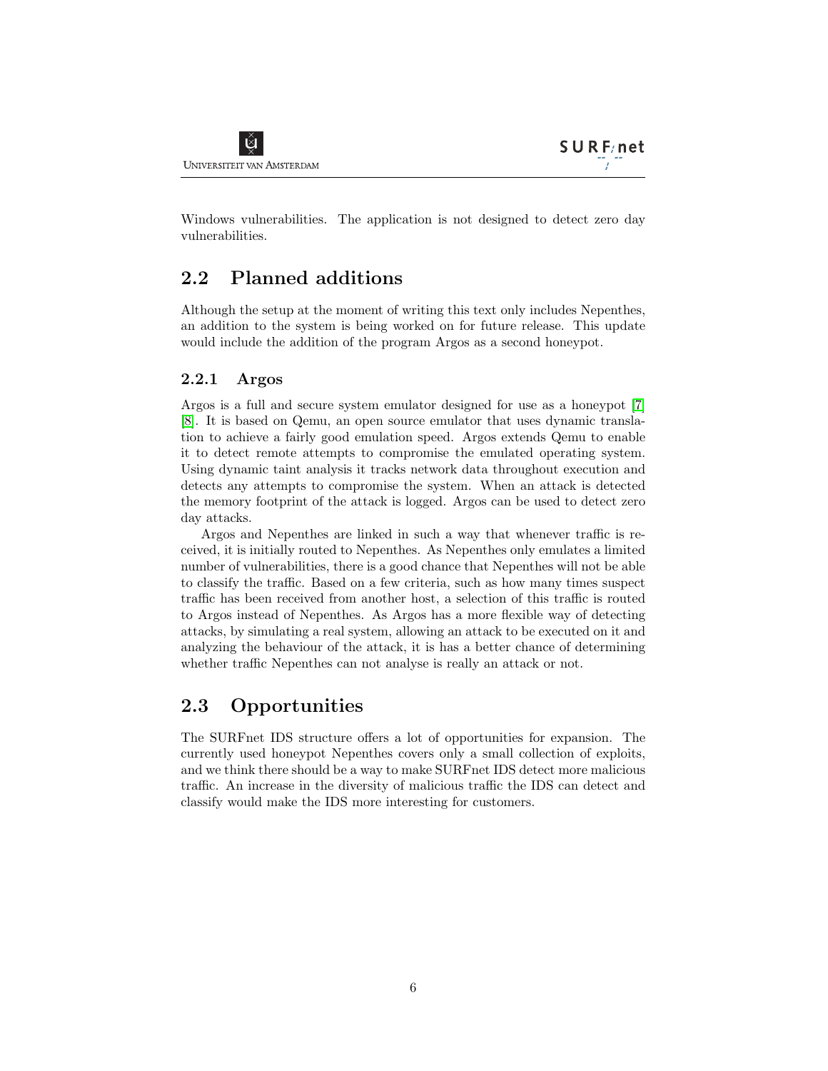Windows vulnerabilities. The application is not designed to detect zero day vulnerabilities.

## 2.2 Planned additions

Although the setup at the moment of writing this text only includes Nepenthes, an addition to the system is being worked on for future release. This update would include the addition of the program Argos as a second honeypot.

### 2.2.1 Argos

Argos is a full and secure system emulator designed for use as a honeypot [7] [8]. It is based on Qemu, an open source emulator that uses dynamic translation to achieve a fairly good emulation speed. Argos extends Qemu to enable it to detect remote attempts to compromise the emulated operating system. Using dynamic taint analysis it tracks network data throughout execution and detects any attempts to compromise the system. When an attack is detected the memory footprint of the attack is logged. Argos can be used to detect zero day attacks.

Argos and Nepenthes are linked in such a way that whenever traffic is received, it is initially routed to Nepenthes. As Nepenthes only emulates a limited number of vulnerabilities, there is a good chance that Nepenthes will not be able to classify the traffic. Based on a few criteria, such as how many times suspect traffic has been received from another host, a selection of this traffic is routed to Argos instead of Nepenthes. As Argos has a more flexible way of detecting attacks, by simulating a real system, allowing an attack to be executed on it and analyzing the behaviour of the attack, it is has a better chance of determining whether traffic Nepenthes can not analyse is really an attack or not.

## 2.3 Opportunities

The SURFnet IDS structure offers a lot of opportunities for expansion. The currently used honeypot Nepenthes covers only a small collection of exploits, and we think there should be a way to make SURFnet IDS detect more malicious traffic. An increase in the diversity of malicious traffic the IDS can detect and classify would make the IDS more interesting for customers.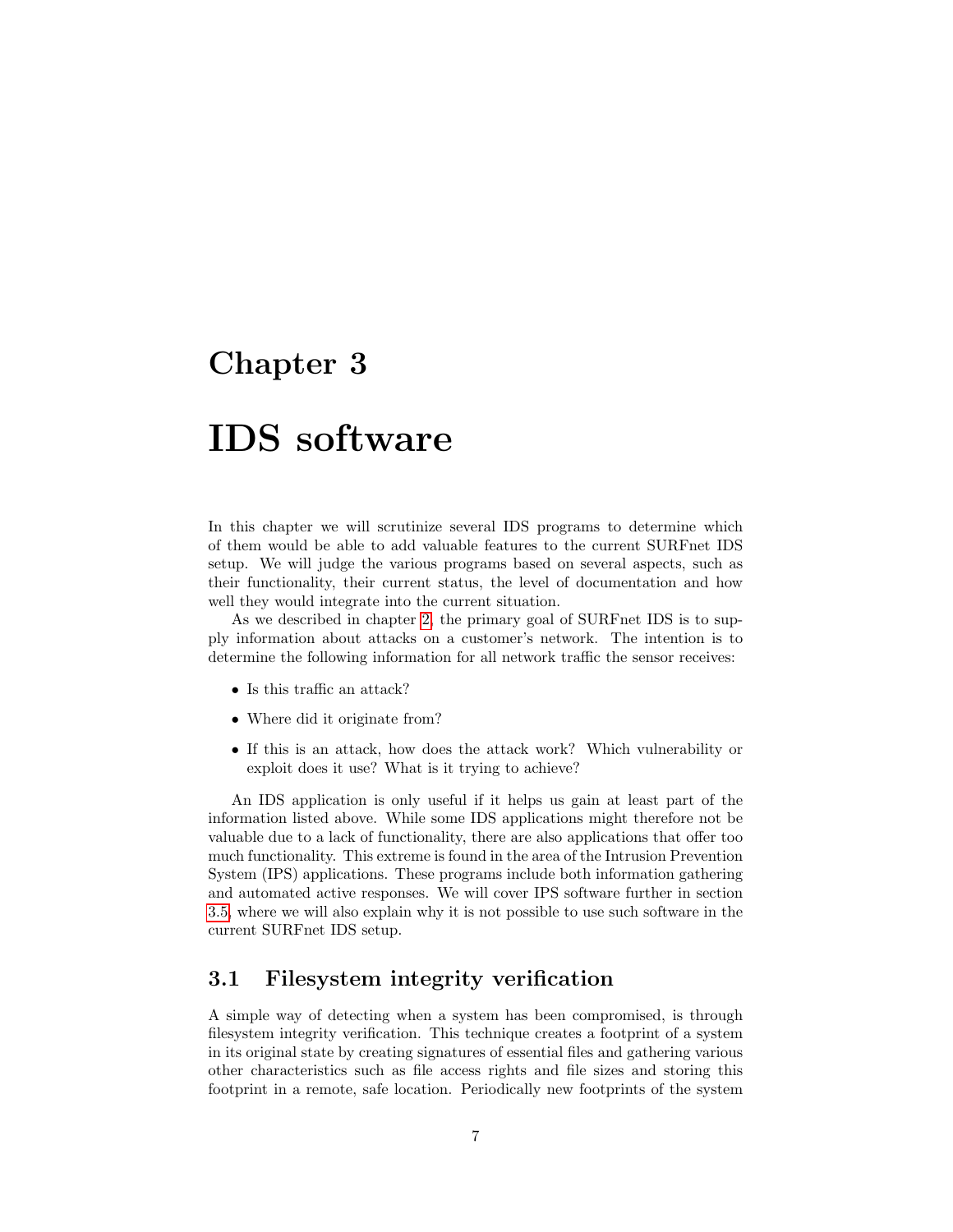# Chapter 3

# IDS software

In this chapter we will scrutinize several IDS programs to determine which of them would be able to add valuable features to the current SURFnet IDS setup. We will judge the various programs based on several aspects, such as their functionality, their current status, the level of documentation and how well they would integrate into the current situation.

As we described in chapter 2, the primary goal of SURFnet IDS is to supply information about attacks on a customer's network. The intention is to determine the following information for all network traffic the sensor receives:

- Is this traffic an attack?
- Where did it originate from?
- If this is an attack, how does the attack work? Which vulnerability or exploit does it use? What is it trying to achieve?

An IDS application is only useful if it helps us gain at least part of the information listed above. While some IDS applications might therefore not be valuable due to a lack of functionality, there are also applications that offer too much functionality. This extreme is found in the area of the Intrusion Prevention System (IPS) applications. These programs include both information gathering and automated active responses. We will cover IPS software further in section 3.5, where we will also explain why it is not possible to use such software in the current SURFnet IDS setup.

## 3.1 Filesystem integrity verification

A simple way of detecting when a system has been compromised, is through filesystem integrity verification. This technique creates a footprint of a system in its original state by creating signatures of essential files and gathering various other characteristics such as file access rights and file sizes and storing this footprint in a remote, safe location. Periodically new footprints of the system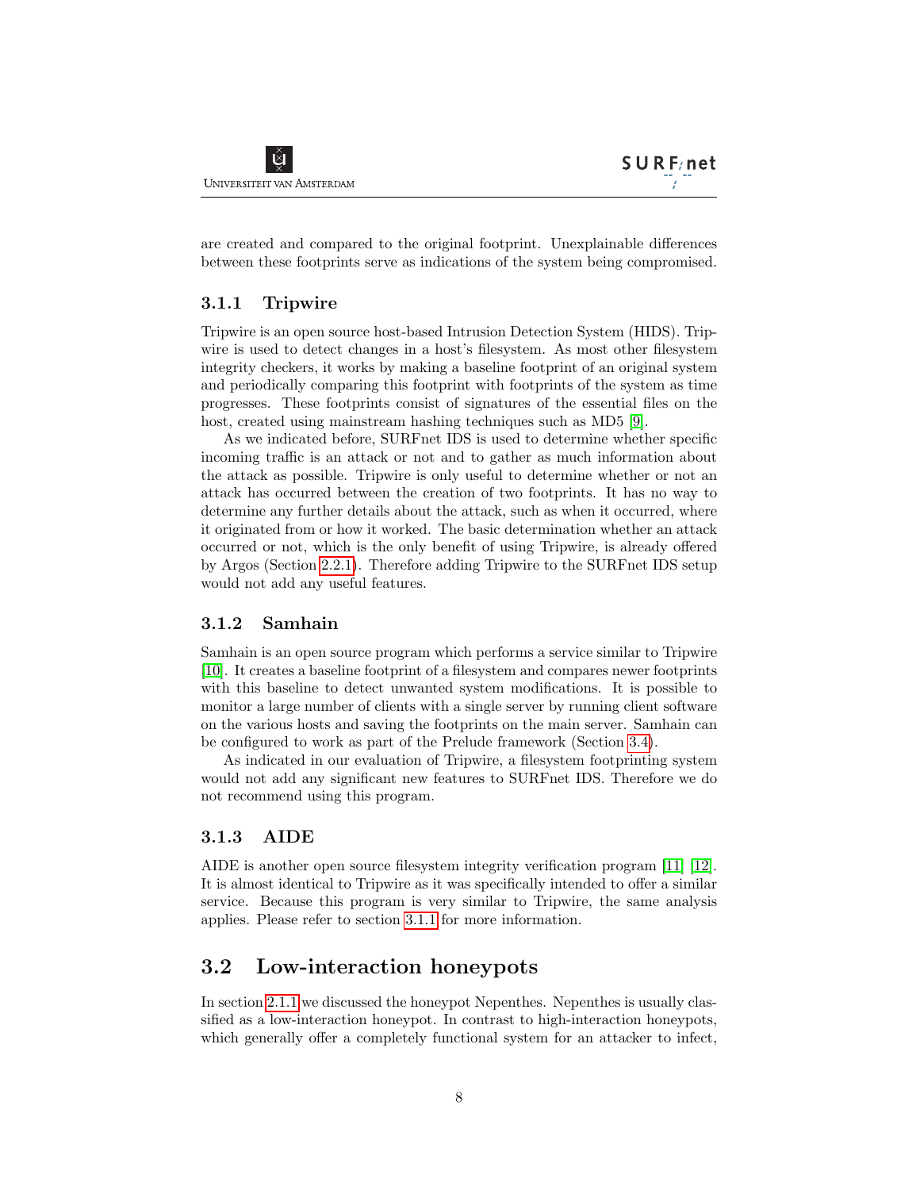are created and compared to the original footprint. Unexplainable differences between these footprints serve as indications of the system being compromised.

### 3.1.1 Tripwire

Tripwire is an open source host-based Intrusion Detection System (HIDS). Tripwire is used to detect changes in a host's filesystem. As most other filesystem integrity checkers, it works by making a baseline footprint of an original system and periodically comparing this footprint with footprints of the system as time progresses. These footprints consist of signatures of the essential files on the host, created using mainstream hashing techniques such as MD5 [9].

As we indicated before, SURFnet IDS is used to determine whether specific incoming traffic is an attack or not and to gather as much information about the attack as possible. Tripwire is only useful to determine whether or not an attack has occurred between the creation of two footprints. It has no way to determine any further details about the attack, such as when it occurred, where it originated from or how it worked. The basic determination whether an attack occurred or not, which is the only benefit of using Tripwire, is already offered by Argos (Section 2.2.1). Therefore adding Tripwire to the SURFnet IDS setup would not add any useful features.

### 3.1.2 Samhain

Samhain is an open source program which performs a service similar to Tripwire [10]. It creates a baseline footprint of a filesystem and compares newer footprints with this baseline to detect unwanted system modifications. It is possible to monitor a large number of clients with a single server by running client software on the various hosts and saving the footprints on the main server. Samhain can be configured to work as part of the Prelude framework (Section 3.4).

As indicated in our evaluation of Tripwire, a filesystem footprinting system would not add any significant new features to SURFnet IDS. Therefore we do not recommend using this program.

### 3.1.3 AIDE

AIDE is another open source filesystem integrity verification program [11] [12]. It is almost identical to Tripwire as it was specifically intended to offer a similar service. Because this program is very similar to Tripwire, the same analysis applies. Please refer to section 3.1.1 for more information.

## 3.2 Low-interaction honeypots

In section 2.1.1 we discussed the honeypot Nepenthes. Nepenthes is usually classified as a low-interaction honeypot. In contrast to high-interaction honeypots, which generally offer a completely functional system for an attacker to infect,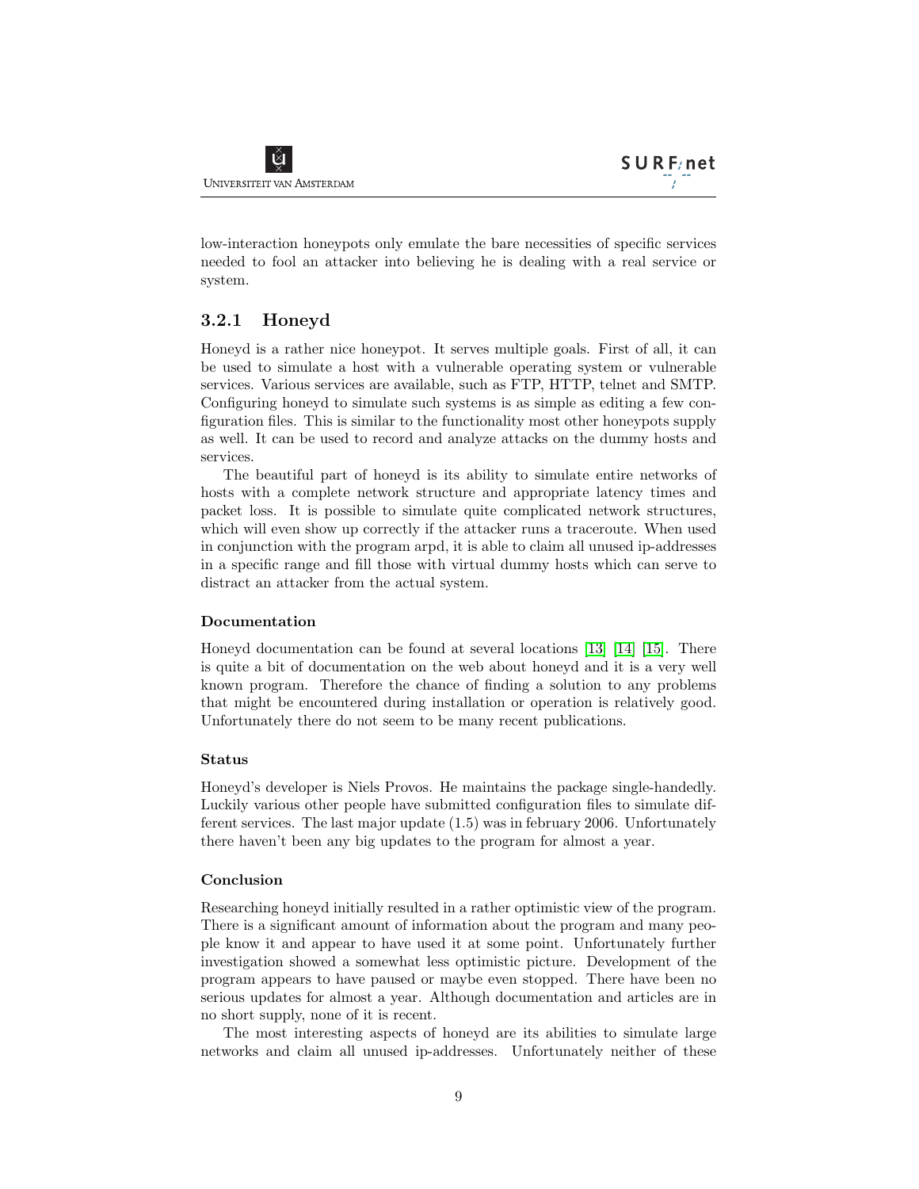low-interaction honeypots only emulate the bare necessities of specific services needed to fool an attacker into believing he is dealing with a real service or system.

### 3.2.1 Honeyd

Honeyd is a rather nice honeypot. It serves multiple goals. First of all, it can be used to simulate a host with a vulnerable operating system or vulnerable services. Various services are available, such as FTP, HTTP, telnet and SMTP. Configuring honeyd to simulate such systems is as simple as editing a few configuration files. This is similar to the functionality most other honeypots supply as well. It can be used to record and analyze attacks on the dummy hosts and services.

The beautiful part of honeyd is its ability to simulate entire networks of hosts with a complete network structure and appropriate latency times and packet loss. It is possible to simulate quite complicated network structures, which will even show up correctly if the attacker runs a traceroute. When used in conjunction with the program arpd, it is able to claim all unused ip-addresses in a specific range and fill those with virtual dummy hosts which can serve to distract an attacker from the actual system.

#### Documentation

Honeyd documentation can be found at several locations [13] [14] [15]. There is quite a bit of documentation on the web about honeyd and it is a very well known program. Therefore the chance of finding a solution to any problems that might be encountered during installation or operation is relatively good. Unfortunately there do not seem to be many recent publications.

#### Status

Honeyd's developer is Niels Provos. He maintains the package single-handedly. Luckily various other people have submitted configuration files to simulate different services. The last major update (1.5) was in february 2006. Unfortunately there haven't been any big updates to the program for almost a year.

#### Conclusion

Researching honeyd initially resulted in a rather optimistic view of the program. There is a significant amount of information about the program and many people know it and appear to have used it at some point. Unfortunately further investigation showed a somewhat less optimistic picture. Development of the program appears to have paused or maybe even stopped. There have been no serious updates for almost a year. Although documentation and articles are in no short supply, none of it is recent.

The most interesting aspects of honeyd are its abilities to simulate large networks and claim all unused ip-addresses. Unfortunately neither of these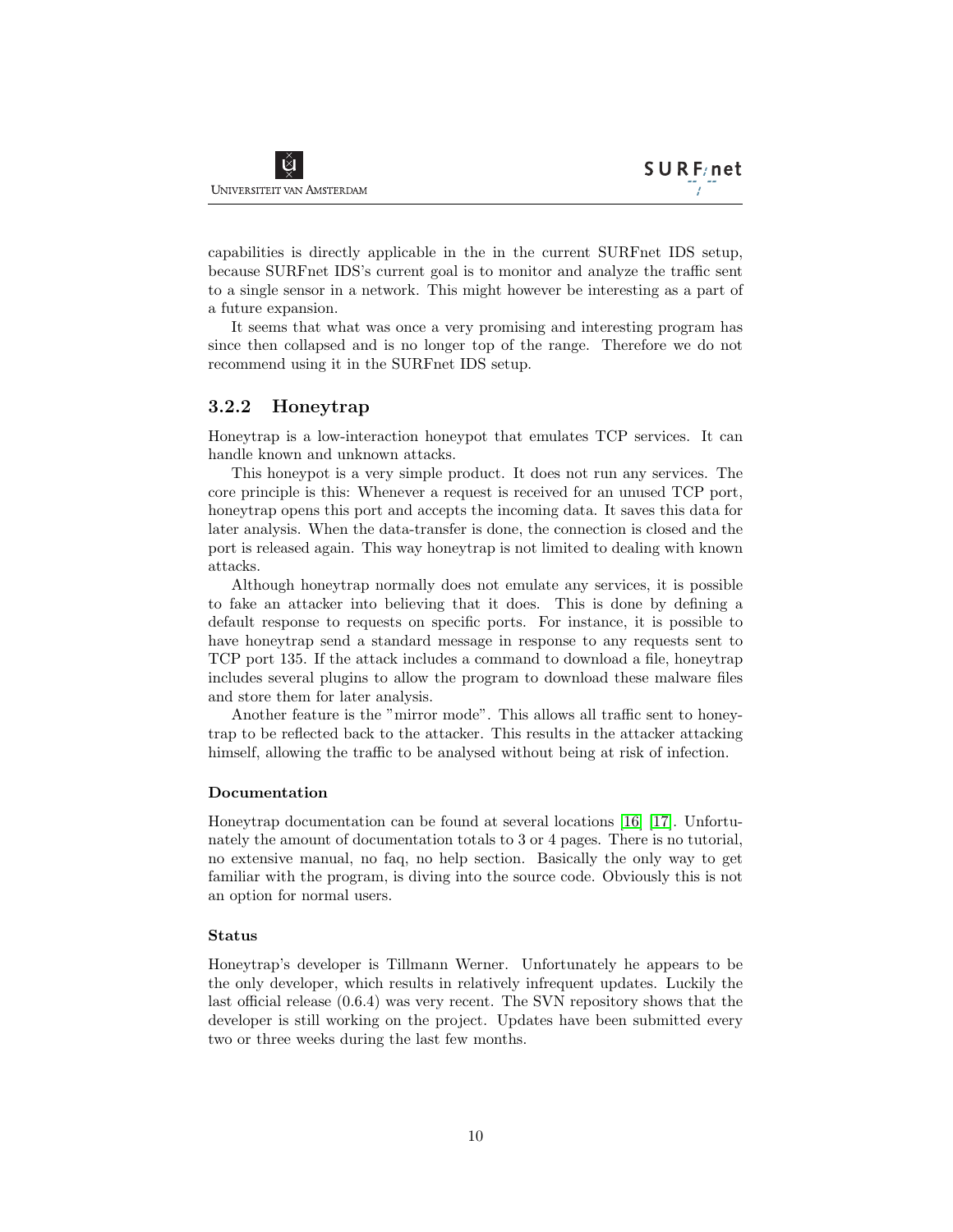capabilities is directly applicable in the in the current SURFnet IDS setup, because SURFnet IDS's current goal is to monitor and analyze the traffic sent to a single sensor in a network. This might however be interesting as a part of a future expansion.

It seems that what was once a very promising and interesting program has since then collapsed and is no longer top of the range. Therefore we do not recommend using it in the SURFnet IDS setup.

### 3.2.2 Honeytrap

Honeytrap is a low-interaction honeypot that emulates TCP services. It can handle known and unknown attacks.

This honeypot is a very simple product. It does not run any services. The core principle is this: Whenever a request is received for an unused TCP port, honeytrap opens this port and accepts the incoming data. It saves this data for later analysis. When the data-transfer is done, the connection is closed and the port is released again. This way honeytrap is not limited to dealing with known attacks.

Although honeytrap normally does not emulate any services, it is possible to fake an attacker into believing that it does. This is done by defining a default response to requests on specific ports. For instance, it is possible to have honeytrap send a standard message in response to any requests sent to TCP port 135. If the attack includes a command to download a file, honeytrap includes several plugins to allow the program to download these malware files and store them for later analysis.

Another feature is the "mirror mode". This allows all traffic sent to honeytrap to be reflected back to the attacker. This results in the attacker attacking himself, allowing the traffic to be analysed without being at risk of infection.

#### Documentation

Honeytrap documentation can be found at several locations [16] [17]. Unfortunately the amount of documentation totals to 3 or 4 pages. There is no tutorial, no extensive manual, no faq, no help section. Basically the only way to get familiar with the program, is diving into the source code. Obviously this is not an option for normal users.

#### Status

Honeytrap's developer is Tillmann Werner. Unfortunately he appears to be the only developer, which results in relatively infrequent updates. Luckily the last official release (0.6.4) was very recent. The SVN repository shows that the developer is still working on the project. Updates have been submitted every two or three weeks during the last few months.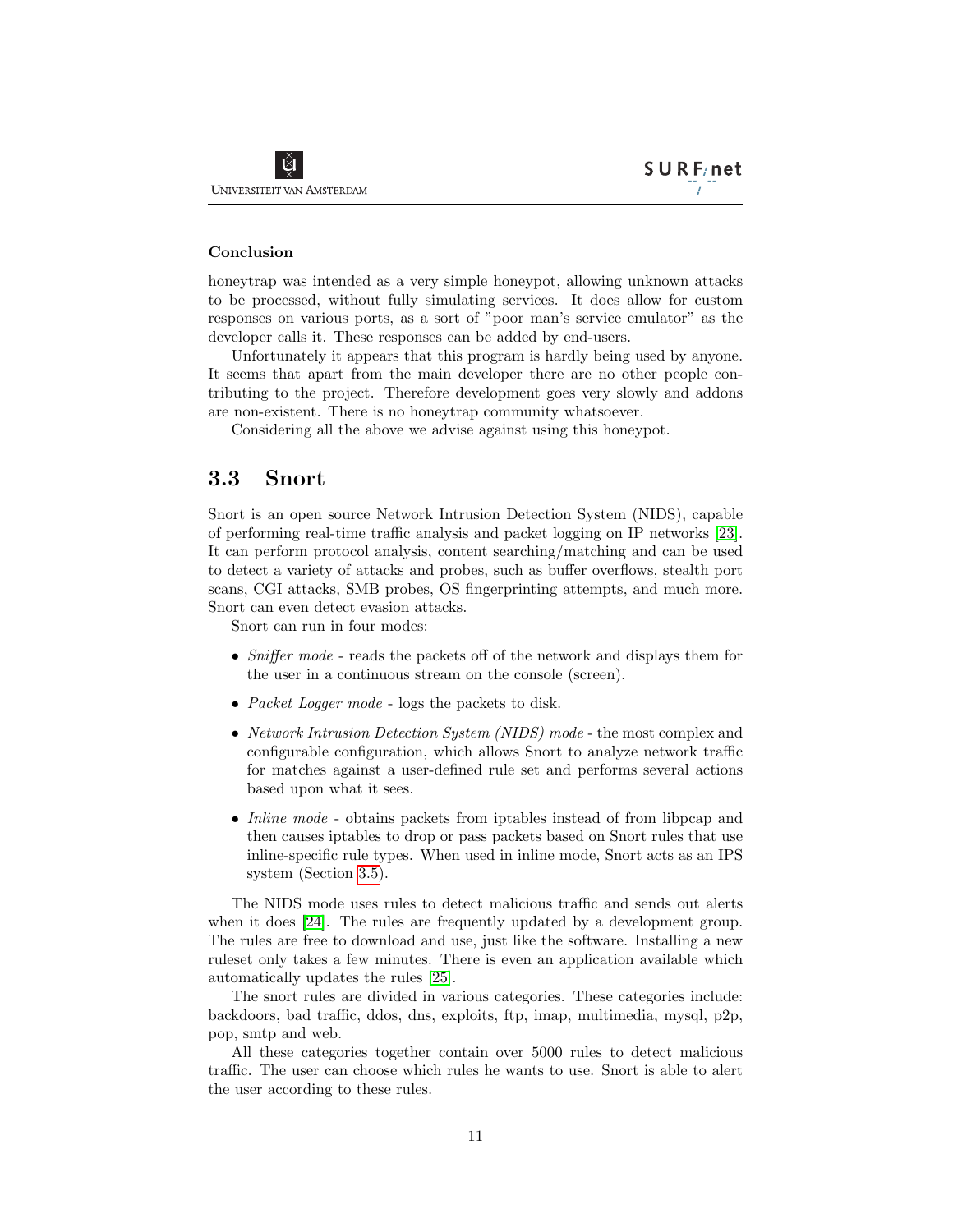#### Conclusion

honeytrap was intended as a very simple honeypot, allowing unknown attacks to be processed, without fully simulating services. It does allow for custom responses on various ports, as a sort of "poor man's service emulator" as the developer calls it. These responses can be added by end-users.

Unfortunately it appears that this program is hardly being used by anyone. It seems that apart from the main developer there are no other people contributing to the project. Therefore development goes very slowly and addons are non-existent. There is no honeytrap community whatsoever.

Considering all the above we advise against using this honeypot.

## 3.3 Snort

Snort is an open source Network Intrusion Detection System (NIDS), capable of performing real-time traffic analysis and packet logging on IP networks [23]. It can perform protocol analysis, content searching/matching and can be used to detect a variety of attacks and probes, such as buffer overflows, stealth port scans, CGI attacks, SMB probes, OS fingerprinting attempts, and much more. Snort can even detect evasion attacks.

Snort can run in four modes:

- *Sniffer mode* - reads the packets off of the network and displays them for the user in a continuous stream on the console (screen).
- *Packet Logger mode* - logs the packets to disk.
- *Network Intrusion Detection System (NIDS) mode* - the most complex and configurable configuration, which allows Snort to analyze network traffic for matches against a user-defined rule set and performs several actions based upon what it sees.
- *Inline mode* - obtains packets from iptables instead of from libpcap and then causes iptables to drop or pass packets based on Snort rules that use inline-specific rule types. When used in inline mode, Snort acts as an IPS system (Section 3.5).

The NIDS mode uses rules to detect malicious traffic and sends out alerts when it does [24]. The rules are frequently updated by a development group. The rules are free to download and use, just like the software. Installing a new ruleset only takes a few minutes. There is even an application available which automatically updates the rules [25].

The snort rules are divided in various categories. These categories include: backdoors, bad traffic, ddos, dns, exploits, ftp, imap, multimedia, mysql, p2p, pop, smtp and web.

All these categories together contain over 5000 rules to detect malicious traffic. The user can choose which rules he wants to use. Snort is able to alert the user according to these rules.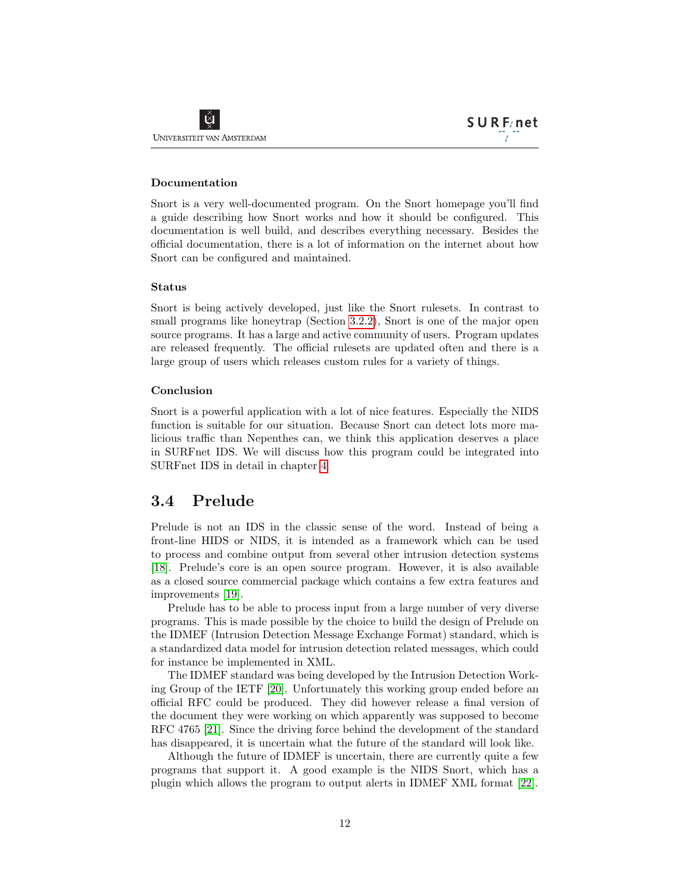#### Documentation

Snort is a very well-documented program. On the Snort homepage you'll find a guide describing how Snort works and how it should be configured. This documentation is well build, and describes everything necessary. Besides the official documentation, there is a lot of information on the internet about how Snort can be configured and maintained.

#### Status

Snort is being actively developed, just like the Snort rulesets. In contrast to small programs like honeytrap (Section 3.2.2), Snort is one of the major open source programs. It has a large and active community of users. Program updates are released frequently. The official rulesets are updated often and there is a large group of users which releases custom rules for a variety of things.

#### Conclusion

Snort is a powerful application with a lot of nice features. Especially the NIDS function is suitable for our situation. Because Snort can detect lots more malicious traffic than Nepenthes can, we think this application deserves a place in SURFnet IDS. We will discuss how this program could be integrated into SURFnet IDS in detail in chapter 4.

## 3.4 Prelude

Prelude is not an IDS in the classic sense of the word. Instead of being a front-line HIDS or NIDS, it is intended as a framework which can be used to process and combine output from several other intrusion detection systems [18]. Prelude's core is an open source program. However, it is also available as a closed source commercial package which contains a few extra features and improvements [19].

Prelude has to be able to process input from a large number of very diverse programs. This is made possible by the choice to build the design of Prelude on the IDMEF (Intrusion Detection Message Exchange Format) standard, which is a standardized data model for intrusion detection related messages, which could for instance be implemented in XML.

The IDMEF standard was being developed by the Intrusion Detection Working Group of the IETF [20]. Unfortunately this working group ended before an official RFC could be produced. They did however release a final version of the document they were working on which apparently was supposed to become RFC 4765 [21]. Since the driving force behind the development of the standard has disappeared, it is uncertain what the future of the standard will look like.

Although the future of IDMEF is uncertain, there are currently quite a few programs that support it. A good example is the NIDS Snort, which has a plugin which allows the program to output alerts in IDMEF XML format [22].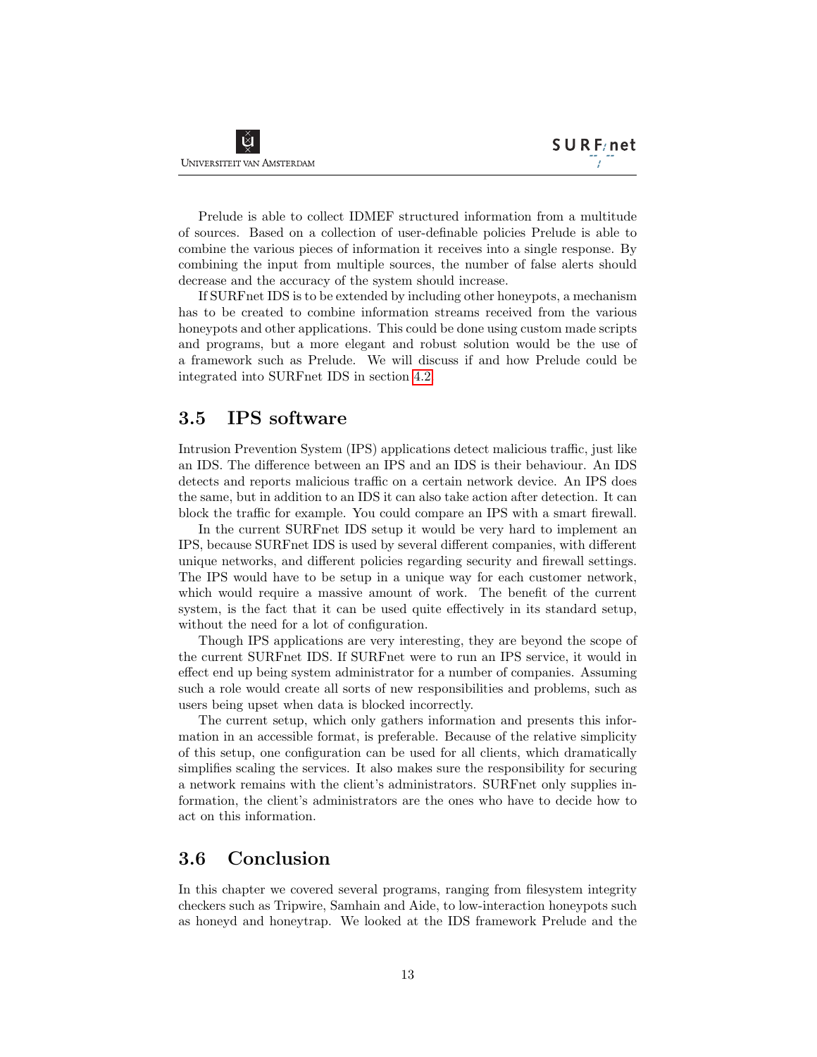Prelude is able to collect IDMEF structured information from a multitude of sources. Based on a collection of user-definable policies Prelude is able to combine the various pieces of information it receives into a single response. By combining the input from multiple sources, the number of false alerts should decrease and the accuracy of the system should increase.

If SURFnet IDS is to be extended by including other honeypots, a mechanism has to be created to combine information streams received from the various honeypots and other applications. This could be done using custom made scripts and programs, but a more elegant and robust solution would be the use of a framework such as Prelude. We will discuss if and how Prelude could be integrated into SURFnet IDS in section 4.2.

## 3.5 IPS software

Intrusion Prevention System (IPS) applications detect malicious traffic, just like an IDS. The difference between an IPS and an IDS is their behaviour. An IDS detects and reports malicious traffic on a certain network device. An IPS does the same, but in addition to an IDS it can also take action after detection. It can block the traffic for example. You could compare an IPS with a smart firewall.

In the current SURFnet IDS setup it would be very hard to implement an IPS, because SURFnet IDS is used by several different companies, with different unique networks, and different policies regarding security and firewall settings. The IPS would have to be setup in a unique way for each customer network, which would require a massive amount of work. The benefit of the current system, is the fact that it can be used quite effectively in its standard setup, without the need for a lot of configuration.

Though IPS applications are very interesting, they are beyond the scope of the current SURFnet IDS. If SURFnet were to run an IPS service, it would in effect end up being system administrator for a number of companies. Assuming such a role would create all sorts of new responsibilities and problems, such as users being upset when data is blocked incorrectly.

The current setup, which only gathers information and presents this information in an accessible format, is preferable. Because of the relative simplicity of this setup, one configuration can be used for all clients, which dramatically simplifies scaling the services. It also makes sure the responsibility for securing a network remains with the client's administrators. SURFnet only supplies information, the client's administrators are the ones who have to decide how to act on this information.

## 3.6 Conclusion

In this chapter we covered several programs, ranging from filesystem integrity checkers such as Tripwire, Samhain and Aide, to low-interaction honeypots such as honeyd and honeytrap. We looked at the IDS framework Prelude and the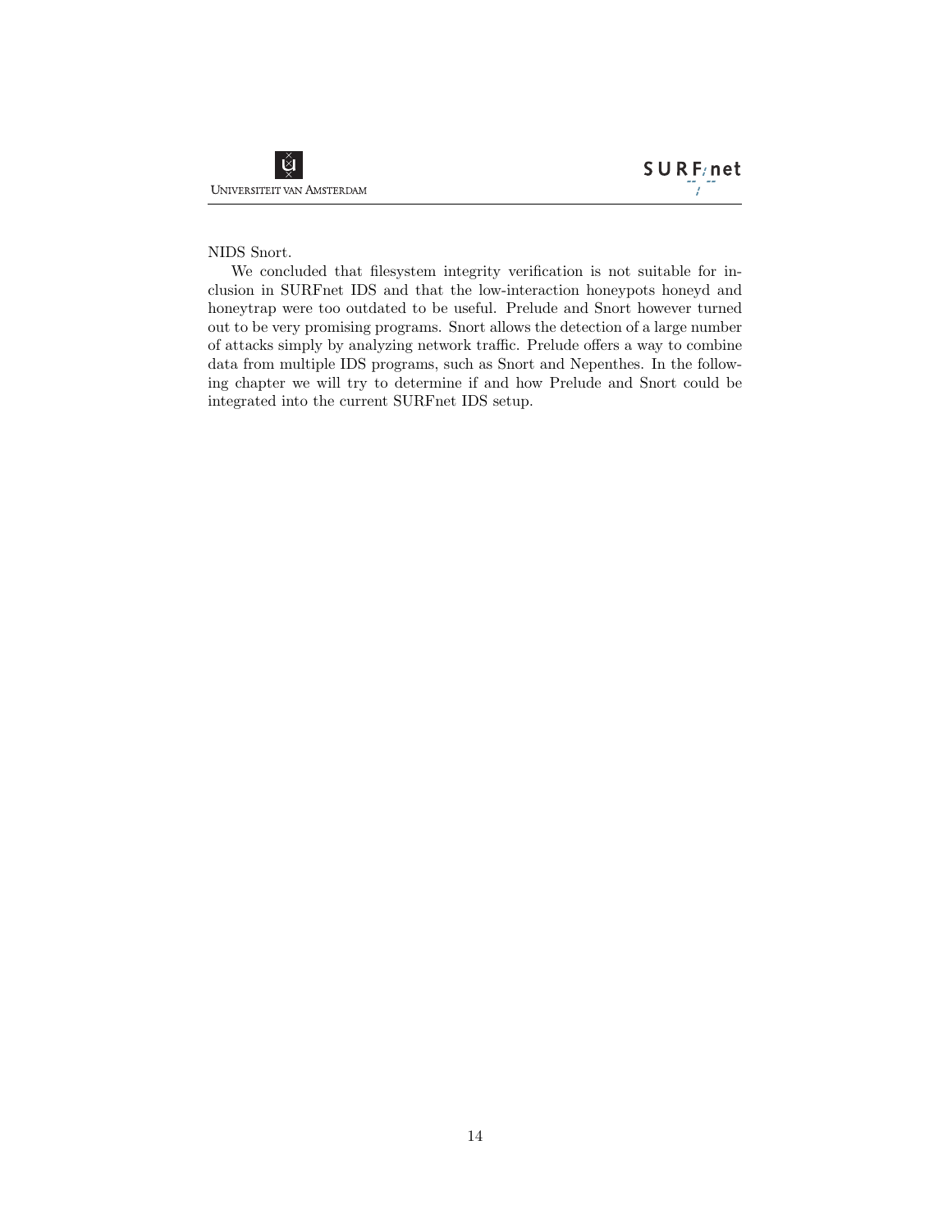NIDS Snort.

We concluded that filesystem integrity verification is not suitable for inclusion in SURFnet IDS and that the low-interaction honeypots honeyd and honeytrap were too outdated to be useful. Prelude and Snort however turned out to be very promising programs. Snort allows the detection of a large number of attacks simply by analyzing network traffic. Prelude offers a way to combine data from multiple IDS programs, such as Snort and Nepenthes. In the following chapter we will try to determine if and how Prelude and Snort could be integrated into the current SURFnet IDS setup.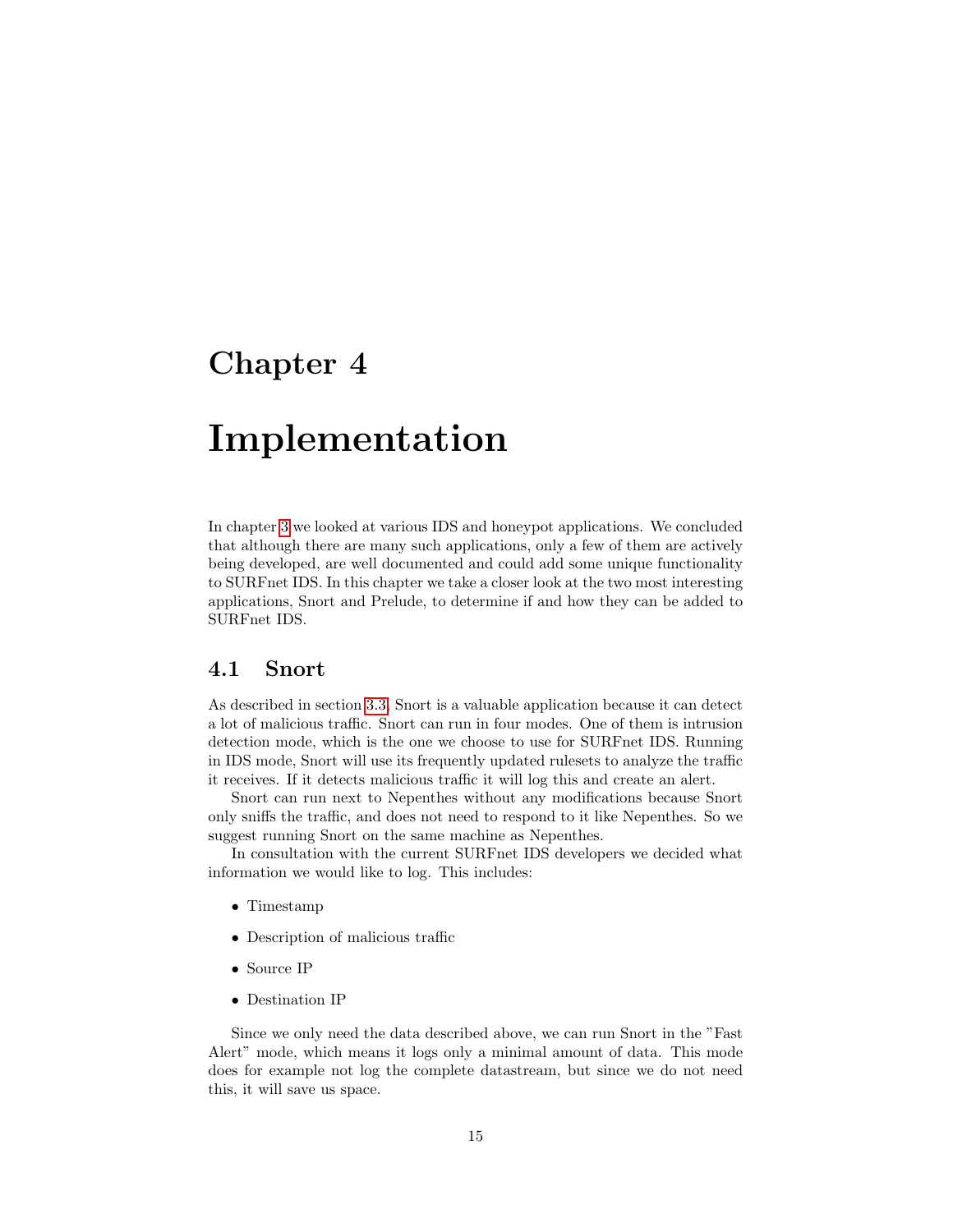# Chapter 4

# Implementation

In chapter 3 we looked at various IDS and honeypot applications. We concluded that although there are many such applications, only a few of them are actively being developed, are well documented and could add some unique functionality to SURFnet IDS. In this chapter we take a closer look at the two most interesting applications, Snort and Prelude, to determine if and how they can be added to SURFnet IDS.

## 4.1 Snort

As described in section 3.3, Snort is a valuable application because it can detect a lot of malicious traffic. Snort can run in four modes. One of them is intrusion detection mode, which is the one we choose to use for SURFnet IDS. Running in IDS mode, Snort will use its frequently updated rulesets to analyze the traffic it receives. If it detects malicious traffic it will log this and create an alert.

Snort can run next to Nepenthes without any modifications because Snort only sniffs the traffic, and does not need to respond to it like Nepenthes. So we suggest running Snort on the same machine as Nepenthes.

In consultation with the current SURFnet IDS developers we decided what information we would like to log. This includes:

- Timestamp
- Description of malicious traffic
- Source IP
- Destination IP

Since we only need the data described above, we can run Snort in the "Fast Alert" mode, which means it logs only a minimal amount of data. This mode does for example not log the complete datastream, but since we do not need this, it will save us space.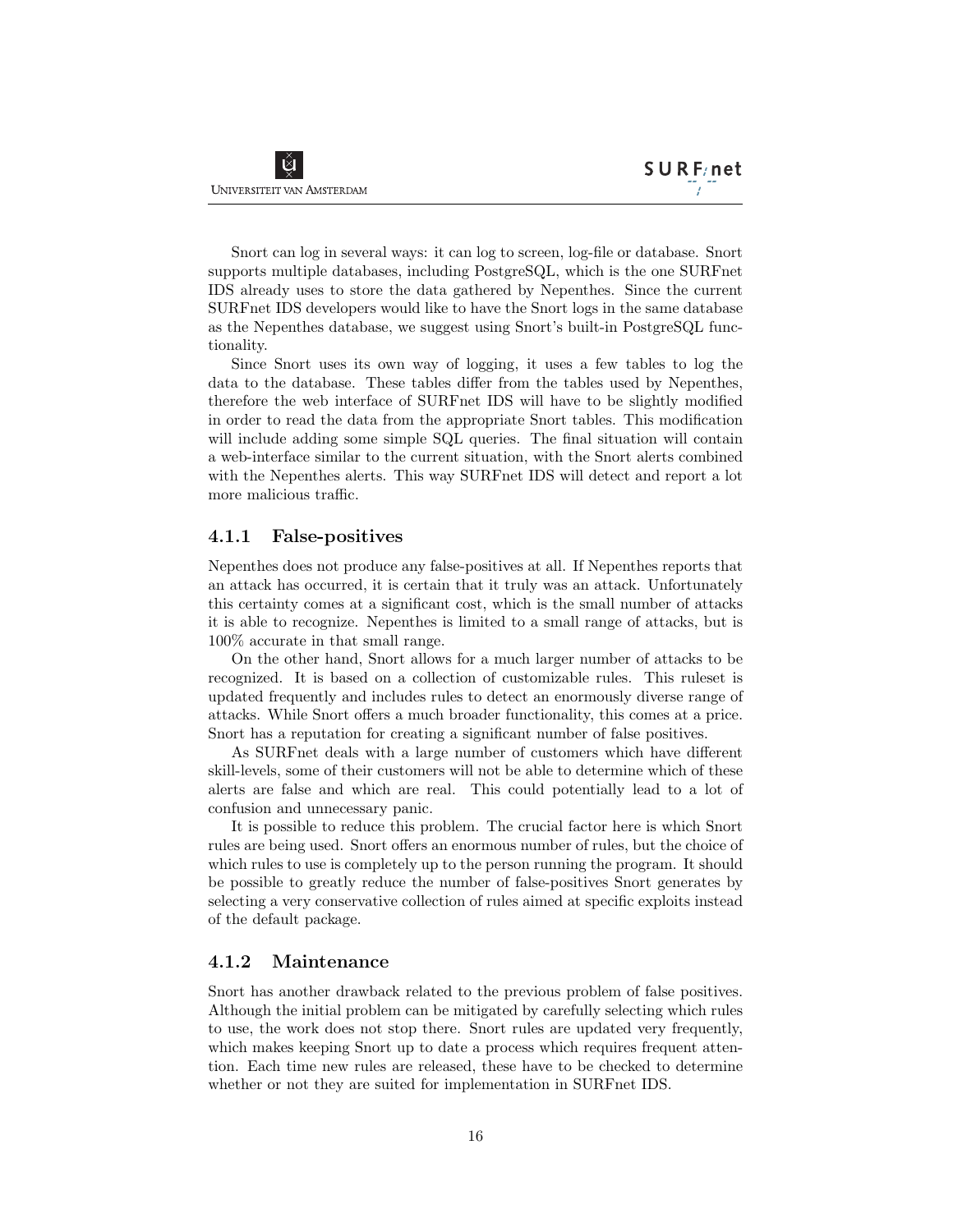Snort can log in several ways: it can log to screen, log-file or database. Snort supports multiple databases, including PostgreSQL, which is the one SURFnet IDS already uses to store the data gathered by Nepenthes. Since the current SURFnet IDS developers would like to have the Snort logs in the same database as the Nepenthes database, we suggest using Snort's built-in PostgreSQL functionality.

Since Snort uses its own way of logging, it uses a few tables to log the data to the database. These tables differ from the tables used by Nepenthes, therefore the web interface of SURFnet IDS will have to be slightly modified in order to read the data from the appropriate Snort tables. This modification will include adding some simple SQL queries. The final situation will contain a web-interface similar to the current situation, with the Snort alerts combined with the Nepenthes alerts. This way SURFnet IDS will detect and report a lot more malicious traffic.

### 4.1.1 False-positives

Nepenthes does not produce any false-positives at all. If Nepenthes reports that an attack has occurred, it is certain that it truly was an attack. Unfortunately this certainty comes at a significant cost, which is the small number of attacks it is able to recognize. Nepenthes is limited to a small range of attacks, but is 100% accurate in that small range.

On the other hand, Snort allows for a much larger number of attacks to be recognized. It is based on a collection of customizable rules. This ruleset is updated frequently and includes rules to detect an enormously diverse range of attacks. While Snort offers a much broader functionality, this comes at a price. Snort has a reputation for creating a significant number of false positives.

As SURFnet deals with a large number of customers which have different skill-levels, some of their customers will not be able to determine which of these alerts are false and which are real. This could potentially lead to a lot of confusion and unnecessary panic.

It is possible to reduce this problem. The crucial factor here is which Snort rules are being used. Snort offers an enormous number of rules, but the choice of which rules to use is completely up to the person running the program. It should be possible to greatly reduce the number of false-positives Snort generates by selecting a very conservative collection of rules aimed at specific exploits instead of the default package.

### 4.1.2 Maintenance

Snort has another drawback related to the previous problem of false positives. Although the initial problem can be mitigated by carefully selecting which rules to use, the work does not stop there. Snort rules are updated very frequently, which makes keeping Snort up to date a process which requires frequent attention. Each time new rules are released, these have to be checked to determine whether or not they are suited for implementation in SURFnet IDS.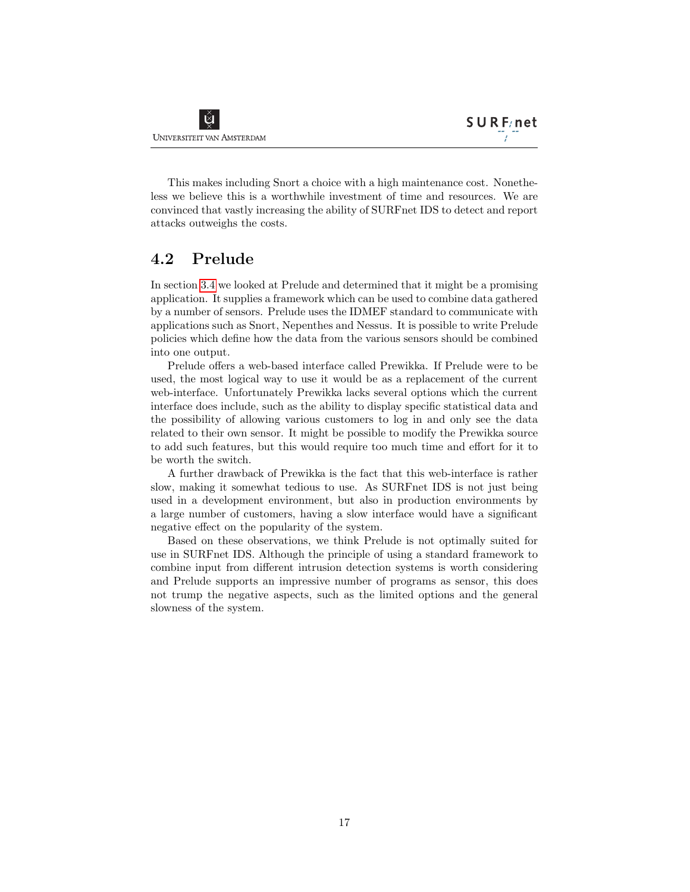This makes including Snort a choice with a high maintenance cost. Nonetheless we believe this is a worthwhile investment of time and resources. We are convinced that vastly increasing the ability of SURFnet IDS to detect and report attacks outweighs the costs.

## 4.2 Prelude

In section 3.4 we looked at Prelude and determined that it might be a promising application. It supplies a framework which can be used to combine data gathered by a number of sensors. Prelude uses the IDMEF standard to communicate with applications such as Snort, Nepenthes and Nessus. It is possible to write Prelude policies which define how the data from the various sensors should be combined into one output.

Prelude offers a web-based interface called Prewikka. If Prelude were to be used, the most logical way to use it would be as a replacement of the current web-interface. Unfortunately Prewikka lacks several options which the current interface does include, such as the ability to display specific statistical data and the possibility of allowing various customers to log in and only see the data related to their own sensor. It might be possible to modify the Prewikka source to add such features, but this would require too much time and effort for it to be worth the switch.

A further drawback of Prewikka is the fact that this web-interface is rather slow, making it somewhat tedious to use. As SURFnet IDS is not just being used in a development environment, but also in production environments by a large number of customers, having a slow interface would have a significant negative effect on the popularity of the system.

Based on these observations, we think Prelude is not optimally suited for use in SURFnet IDS. Although the principle of using a standard framework to combine input from different intrusion detection systems is worth considering and Prelude supports an impressive number of programs as sensor, this does not trump the negative aspects, such as the limited options and the general slowness of the system.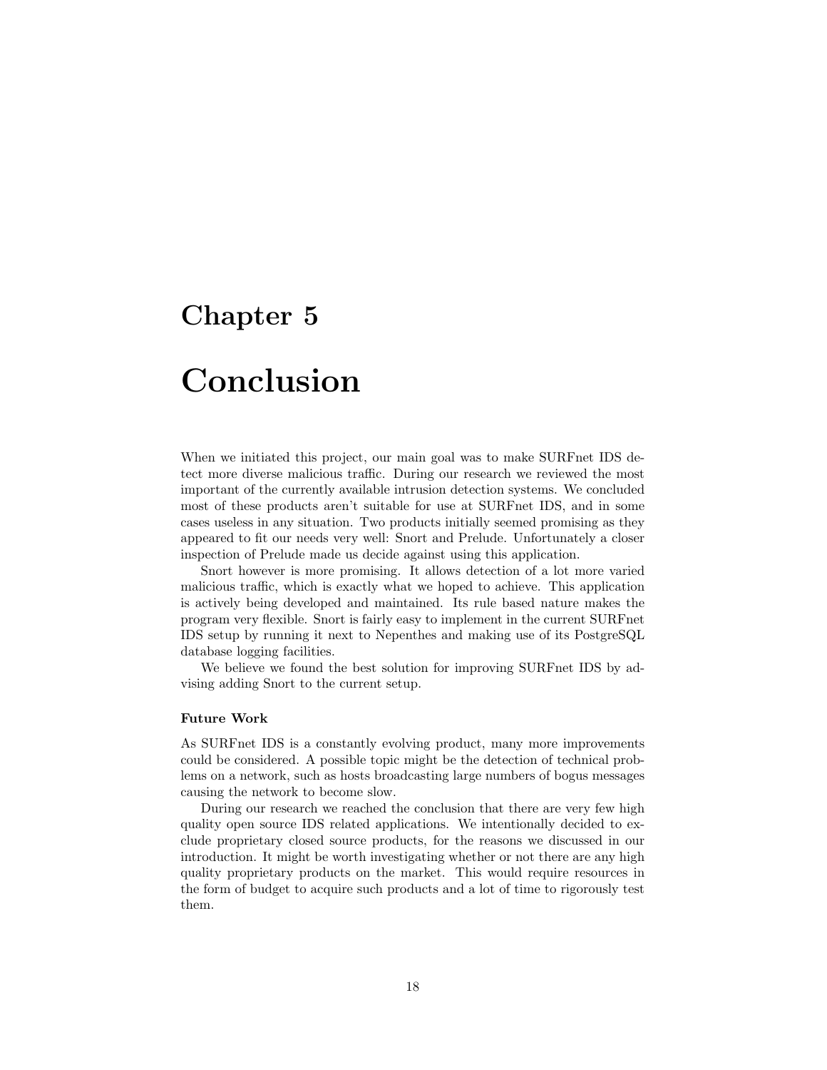# Chapter 5

# Conclusion

When we initiated this project, our main goal was to make SURFnet IDS detect more diverse malicious traffic. During our research we reviewed the most important of the currently available intrusion detection systems. We concluded most of these products aren't suitable for use at SURFnet IDS, and in some cases useless in any situation. Two products initially seemed promising as they appeared to fit our needs very well: Snort and Prelude. Unfortunately a closer inspection of Prelude made us decide against using this application.

Snort however is more promising. It allows detection of a lot more varied malicious traffic, which is exactly what we hoped to achieve. This application is actively being developed and maintained. Its rule based nature makes the program very flexible. Snort is fairly easy to implement in the current SURFnet IDS setup by running it next to Nepenthes and making use of its PostgreSQL database logging facilities.

We believe we found the best solution for improving SURFnet IDS by advising adding Snort to the current setup.

#### Future Work

As SURFnet IDS is a constantly evolving product, many more improvements could be considered. A possible topic might be the detection of technical problems on a network, such as hosts broadcasting large numbers of bogus messages causing the network to become slow.

During our research we reached the conclusion that there are very few high quality open source IDS related applications. We intentionally decided to exclude proprietary closed source products, for the reasons we discussed in our introduction. It might be worth investigating whether or not there are any high quality proprietary products on the market. This would require resources in the form of budget to acquire such products and a lot of time to rigorously test them.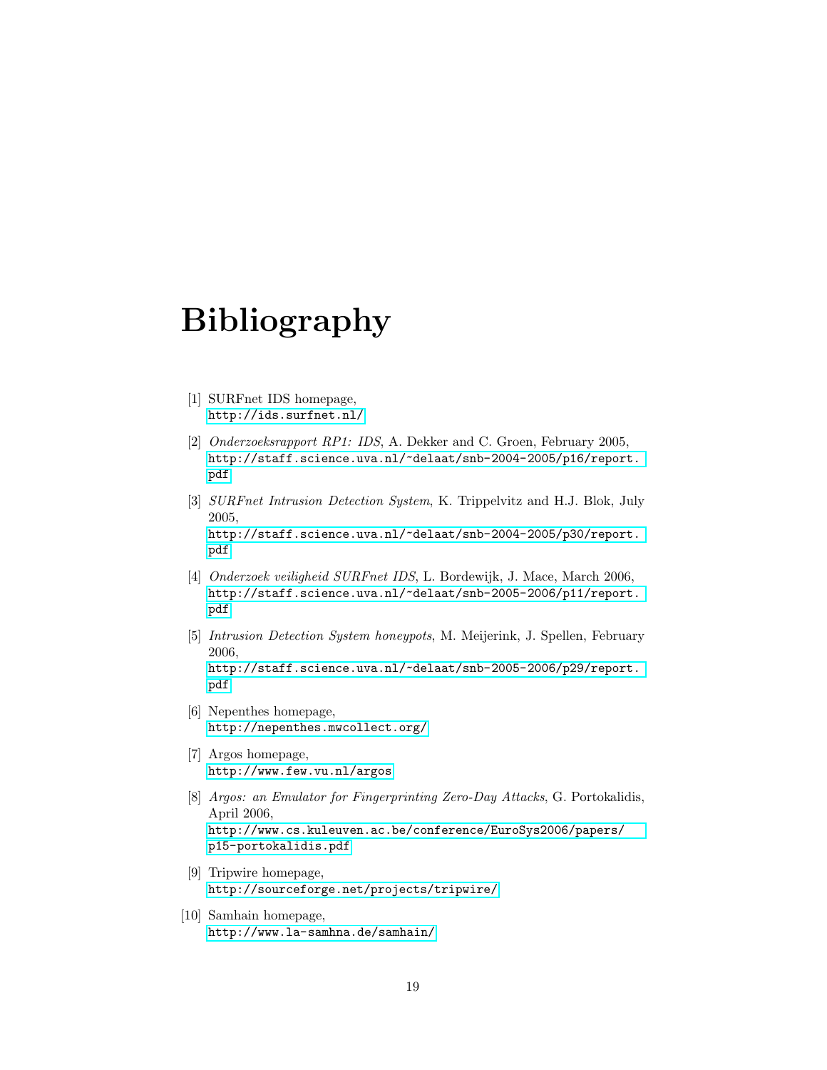# Bibliography

[1] SURFnet IDS homepage,
http://ids.surfnet.nl/

[2] *Onderzoeksrapport RP1: IDS*, A. Dekker and C. Groen, February 2005,
http://staff.science.uva.nl/~delaat/snb-2004-2005/p16/report.pdf

[3] *SURFnet Intrusion Detection System*, K. Trippelvitz and H.J. Blok, July 2005,
http://staff.science.uva.nl/~delaat/snb-2004-2005/p30/report.pdf

[4] *Onderzoek veiligheid SURFnet IDS*, L. Bordewijk, J. Mace, March 2006,
http://staff.science.uva.nl/~delaat/snb-2005-2006/p11/report.pdf

[5] *Intrusion Detection System honeypots*, M. Meijerink, J. Spellen, February 2006,
http://staff.science.uva.nl/~delaat/snb-2005-2006/p29/report.pdf

[6] Nepenthes homepage,
http://nepenthes.mwcollect.org/

[7] Argos homepage,
http://www.few.vu.nl/argos

[8] *Argos: an Emulator for Fingerprinting Zero-Day Attacks*, G. Portokalidis, April 2006,
http://www.cs.kuleuven.ac.be/conference/EuroSys2006/papers/p15-portokalidis.pdf

[9] Tripwire homepage,
http://sourceforge.net/projects/tripwire/

[10] Samhain homepage,
http://www.la-samhna.de/samhain/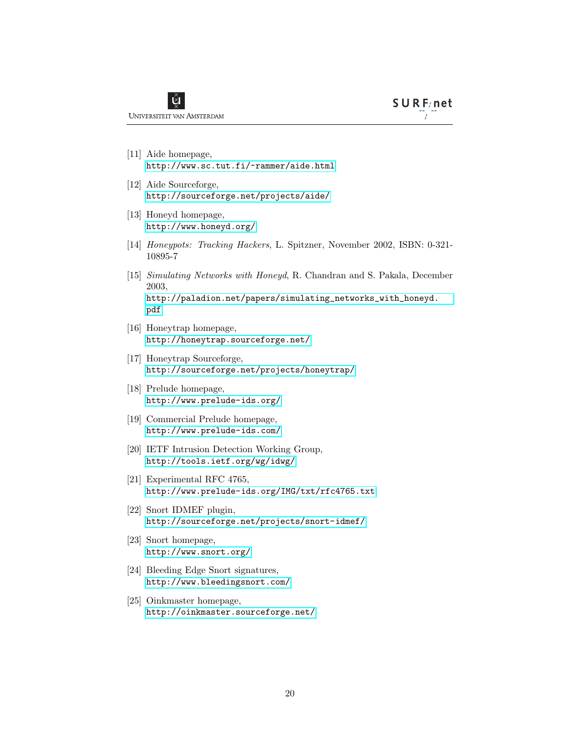[11] Aide homepage,
http://www.sc.tut.fi/~rammer/aide.html

[12] Aide Sourceforge,
http://sourceforge.net/projects/aide/

[13] Honeyd homepage,
http://www.honeyd.org/

[14] *Honeypots: Tracking Hackers*, L. Spitzner, November 2002, ISBN: 0-321-10895-7

[15] *Simulating Networks with Honeyd*, R. Chandran and S. Pakala, December 2003,
http://paladion.net/papers/simulating_networks_with_honeyd.pdf

[16] Honeytrap homepage,
http://honeytrap.sourceforge.net/

[17] Honeytrap Sourceforge,
http://sourceforge.net/projects/honeytrap/

[18] Prelude homepage,
http://www.prelude-ids.org/

[19] Commercial Prelude homepage,
http://www.prelude-ids.com/

[20] IETF Intrusion Detection Working Group,
http://tools.ietf.org/wg/idwg/

[21] Experimental RFC 4765,
http://www.prelude-ids.org/IMG/txt/rfc4765.txt

[22] Snort IDMEF plugin,
http://sourceforge.net/projects/snort-idmef/

[23] Snort homepage,
http://www.snort.org/

[24] Bleeding Edge Snort signatures,
http://www.bleedingsnort.com/

[25] Oinkmaster homepage,
http://oinkmaster.sourceforge.net/